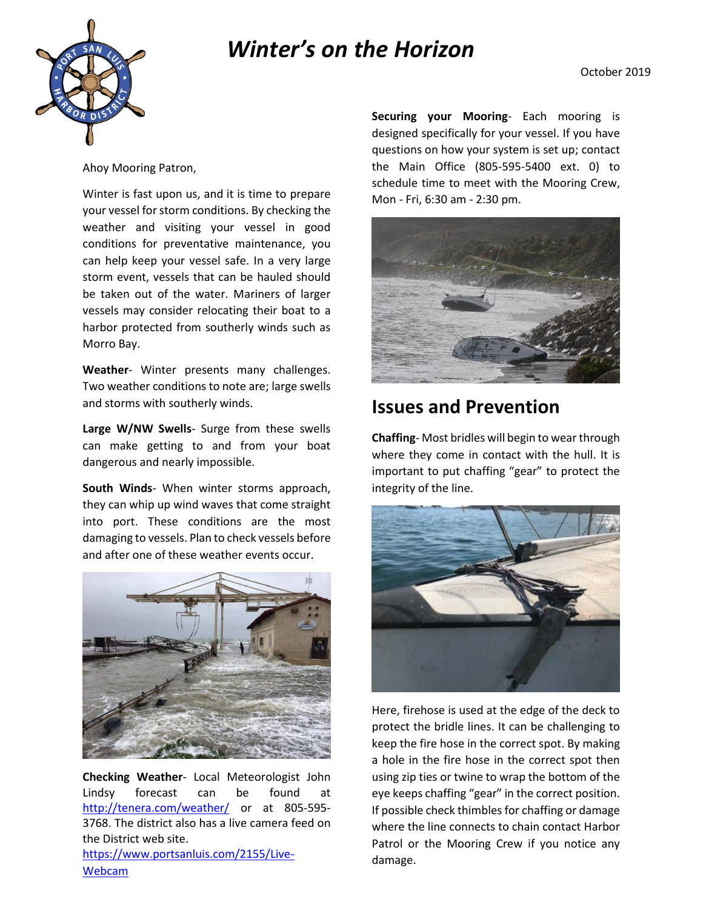# *Winter's on the Horizon*

October 2019

Ahoy Mooring Patron,

Winter is fast upon us, and it is time to prepare your vessel for storm conditions. By checking the weather and visiting your vessel in good conditions for preventative maintenance, you can help keep your vessel safe. In a very large storm event, vessels that can be hauled should be taken out of the water. Mariners of larger vessels may consider relocating their boat to a harbor protected from southerly winds such as Morro Bay.

**Weather**- Winter presents many challenges. Two weather conditions to note are; large swells and storms with southerly winds.

**Large W/NW Swells**- Surge from these swells can make getting to and from your boat dangerous and nearly impossible.

**South Winds**- When winter storms approach, they can whip up wind waves that come straight into port. These conditions are the most damaging to vessels. Plan to check vessels before and after one of these weather events occur.

**Checking Weather**- Local Meteorologist John Lindsy forecast can be found at http://tenera.com/weather/ or at 805-595-3768. The district also has a live camera feed on the District web site. https://www.portsanluis.com/2155/Live-Webcam

**Securing your Mooring**- Each mooring is designed specifically for your vessel. If you have questions on how your system is set up; contact the Main Office (805-595-5400 ext. 0) to schedule time to meet with the Mooring Crew, Mon - Fri, 6:30 am - 2:30 pm.

## Issues and Prevention

**Chaffing**- Most bridles will begin to wear through where they come in contact with the hull. It is important to put chaffing "gear" to protect the integrity of the line.

Here, firehose is used at the edge of the deck to protect the bridle lines. It can be challenging to keep the fire hose in the correct spot. By making a hole in the fire hose in the correct spot then using zip ties or twine to wrap the bottom of the eye keeps chaffing "gear" in the correct position. If possible check thimbles for chaffing or damage where the line connects to chain contact Harbor Patrol or the Mooring Crew if you notice any damage.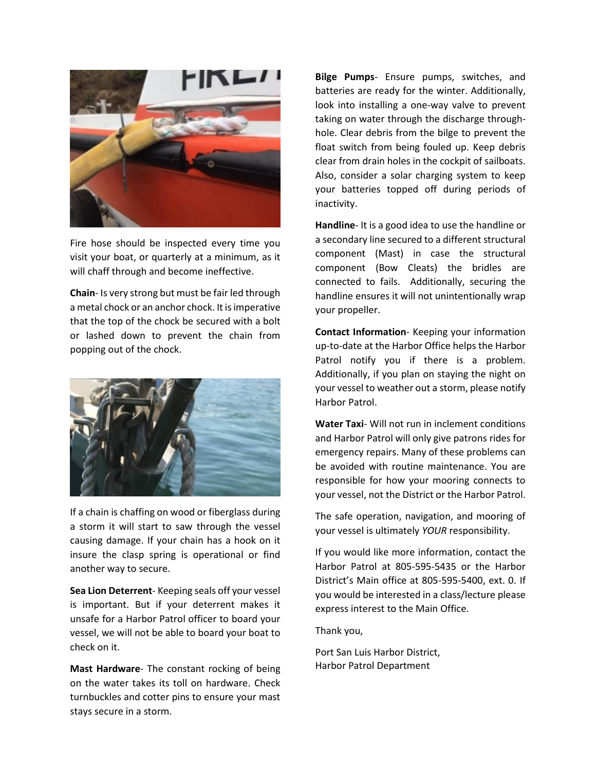Fire hose should be inspected every time you visit your boat, or quarterly at a minimum, as it will chaff through and become ineffective.

**Chain**- Is very strong but must be fair led through a metal chock or an anchor chock. It is imperative that the top of the chock be secured with a bolt or lashed down to prevent the chain from popping out of the chock.

If a chain is chaffing on wood or fiberglass during a storm it will start to saw through the vessel causing damage. If your chain has a hook on it insure the clasp spring is operational or find another way to secure.

**Sea Lion Deterrent**- Keeping seals off your vessel is important. But if your deterrent makes it unsafe for a Harbor Patrol officer to board your vessel, we will not be able to board your boat to check on it.

**Mast Hardware**- The constant rocking of being on the water takes its toll on hardware. Check turnbuckles and cotter pins to ensure your mast stays secure in a storm.

**Bilge Pumps**- Ensure pumps, switches, and batteries are ready for the winter. Additionally, look into installing a one-way valve to prevent taking on water through the discharge through-hole. Clear debris from the bilge to prevent the float switch from being fouled up. Keep debris clear from drain holes in the cockpit of sailboats. Also, consider a solar charging system to keep your batteries topped off during periods of inactivity.

**Handline**- It is a good idea to use the handline or a secondary line secured to a different structural component (Mast) in case the structural component (Bow Cleats) the bridles are connected to fails. Additionally, securing the handline ensures it will not unintentionally wrap your propeller.

**Contact Information**- Keeping your information up-to-date at the Harbor Office helps the Harbor Patrol notify you if there is a problem. Additionally, if you plan on staying the night on your vessel to weather out a storm, please notify Harbor Patrol.

**Water Taxi**- Will not run in inclement conditions and Harbor Patrol will only give patrons rides for emergency repairs. Many of these problems can be avoided with routine maintenance. You are responsible for how your mooring connects to your vessel, not the District or the Harbor Patrol.

The safe operation, navigation, and mooring of your vessel is ultimately *YOUR* responsibility.

If you would like more information, contact the Harbor Patrol at 805-595-5435 or the Harbor District's Main office at 805-595-5400, ext. 0. If you would be interested in a class/lecture please express interest to the Main Office.

Thank you,

Port San Luis Harbor District,
Harbor Patrol Department